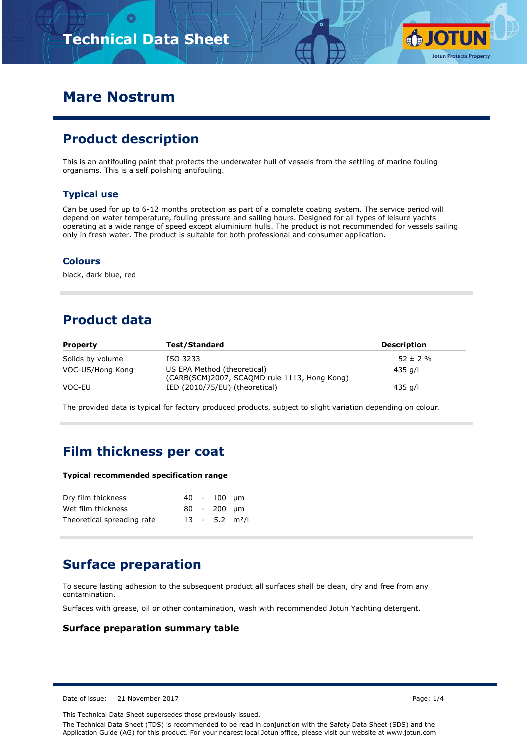# Technical Data Sheet

# Mare Nostrum

## Product description

This is an antifouling paint that protects the underwater hull of vessels from the settling of marine fouling organisms. This is a self polishing antifouling.

### Typical use

Can be used for up to 6-12 months protection as part of a complete coating system. The service period will depend on water temperature, fouling pressure and sailing hours. Designed for all types of leisure yachts operating at a wide range of speed except aluminium hulls. The product is not recommended for vessels sailing only in fresh water. The product is suitable for both professional and consumer application.

### Colours

black, dark blue, red

## Product data

| Property | Test/Standard | Description |
|---|---|---|
| Solids by volume | ISO 3233 | 52 ± 2 % |
| VOC-US/Hong Kong | US EPA Method (theoretical) (CARB(SCM)2007, SCAQMD rule 1113, Hong Kong) | 435 g/l |
| VOC-EU | IED (2010/75/EU) (theoretical) | 435 g/l |

The provided data is typical for factory produced products, subject to slight variation depending on colour.

## Film thickness per coat

**Typical recommended specification range**

| | | | | |
|---|---|---|---|---|
| Dry film thickness | 40 | - | 100 | μm |
| Wet film thickness | 80 | - | 200 | μm |
| Theoretical spreading rate | 13 | - | 5.2 | m²/l |

## Surface preparation

To secure lasting adhesion to the subsequent product all surfaces shall be clean, dry and free from any contamination.

Surfaces with grease, oil or other contamination, wash with recommended Jotun Yachting detergent.

### Surface preparation summary table

Date of issue: 21 November 2017

This Technical Data Sheet supersedes those previously issued.

The Technical Data Sheet (TDS) is recommended to be read in conjunction with the Safety Data Sheet (SDS) and the Application Guide (AG) for this product. For your nearest local Jotun office, please visit our website at www.jotun.com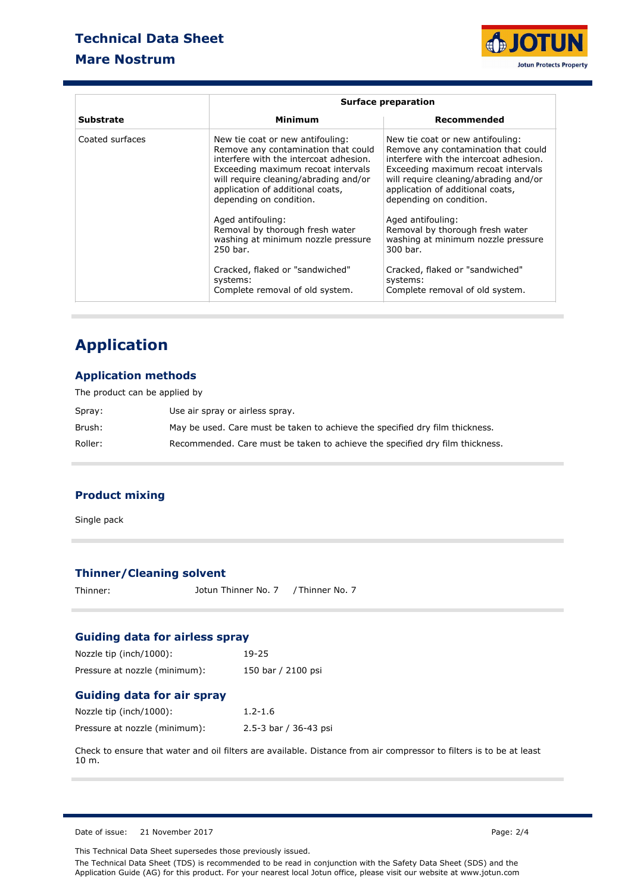| Substrate | Surface preparation | |
|---|---|---|
| | **Minimum** | **Recommended** |
| Coated surfaces | New tie coat or new antifouling: Remove any contamination that could interfere with the intercoat adhesion. Exceeding maximum recoat intervals will require cleaning/abrading and/or application of additional coats, depending on condition.<br><br>Aged antifouling: Removal by thorough fresh water washing at minimum nozzle pressure 250 bar.<br><br>Cracked, flaked or "sandwiched" systems: Complete removal of old system. | New tie coat or new antifouling: Remove any contamination that could interfere with the intercoat adhesion. Exceeding maximum recoat intervals will require cleaning/abrading and/or application of additional coats, depending on condition.<br><br>Aged antifouling: Removal by thorough fresh water washing at minimum nozzle pressure 300 bar.<br><br>Cracked, flaked or "sandwiched" systems: Complete removal of old system. |

# Application

## Application methods

The product can be applied by

| | |
|---|---|
| Spray: | Use air spray or airless spray. |
| Brush: | May be used. Care must be taken to achieve the specified dry film thickness. |
| Roller: | Recommended. Care must be taken to achieve the specified dry film thickness. |

## Product mixing

Single pack

## Thinner/Cleaning solvent

Thinner: Jotun Thinner No. 7 / Thinner No. 7

## Guiding data for airless spray

| | |
|---|---|
| Nozzle tip (inch/1000): | 19-25 |
| Pressure at nozzle (minimum): | 150 bar / 2100 psi |

## Guiding data for air spray

| | |
|---|---|
| Nozzle tip (inch/1000): | 1.2-1.6 |
| Pressure at nozzle (minimum): | 2.5-3 bar / 36-43 psi |

Check to ensure that water and oil filters are available. Distance from air compressor to filters is to be at least 10 m.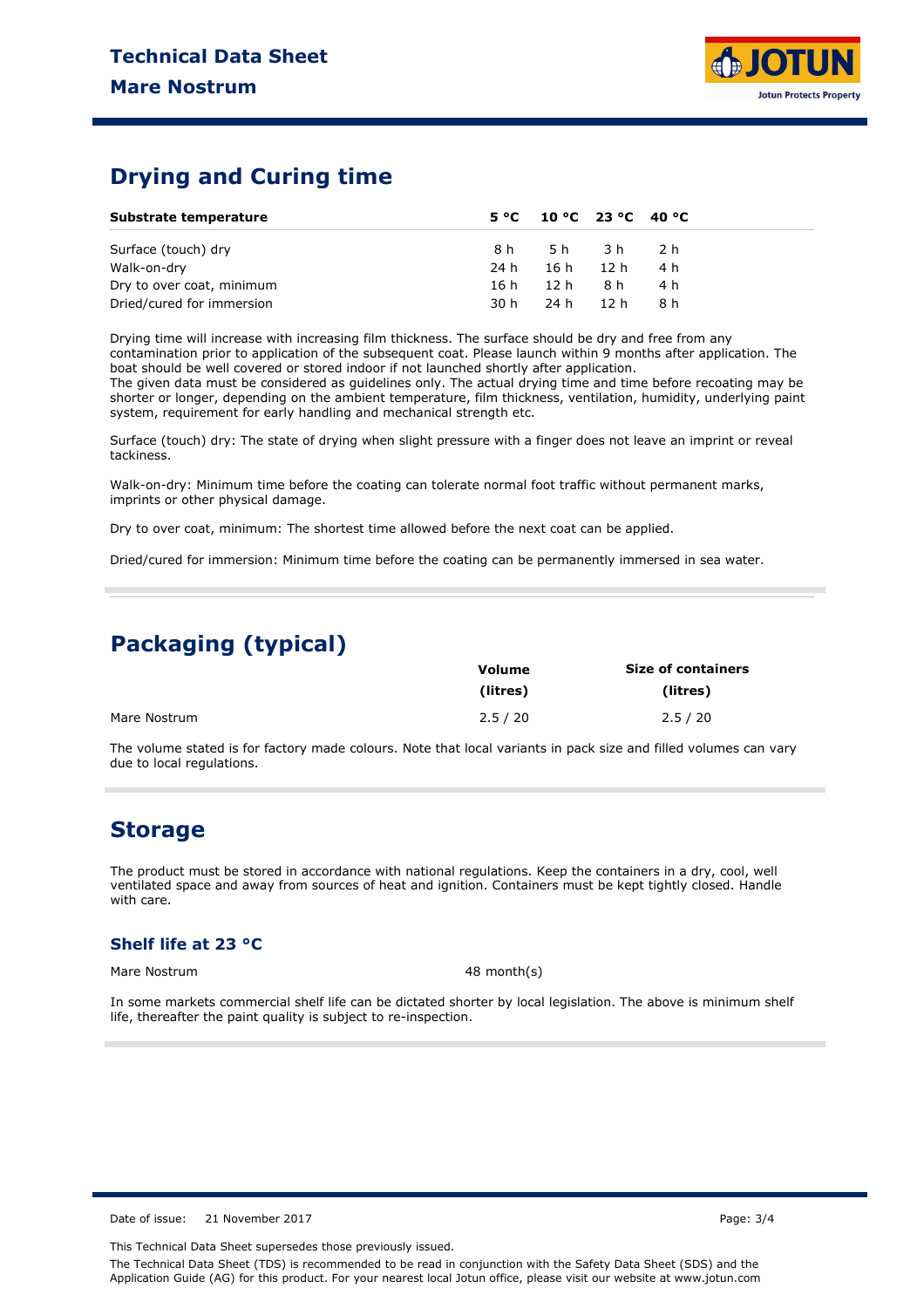## Drying and Curing time

| Substrate temperature | 5 °C | 10 °C | 23 °C | 40 °C |
|---|---|---|---|---|
| Surface (touch) dry | 8 h | 5 h | 3 h | 2 h |
| Walk-on-dry | 24 h | 16 h | 12 h | 4 h |
| Dry to over coat, minimum | 16 h | 12 h | 8 h | 4 h |
| Dried/cured for immersion | 30 h | 24 h | 12 h | 8 h |

Drying time will increase with increasing film thickness. The surface should be dry and free from any contamination prior to application of the subsequent coat. Please launch within 9 months after application. The boat should be well covered or stored indoor if not launched shortly after application.
The given data must be considered as guidelines only. The actual drying time and time before recoating may be shorter or longer, depending on the ambient temperature, film thickness, ventilation, humidity, underlying paint system, requirement for early handling and mechanical strength etc.

Surface (touch) dry: The state of drying when slight pressure with a finger does not leave an imprint or reveal tackiness.

Walk-on-dry: Minimum time before the coating can tolerate normal foot traffic without permanent marks, imprints or other physical damage.

Dry to over coat, minimum: The shortest time allowed before the next coat can be applied.

Dried/cured for immersion: Minimum time before the coating can be permanently immersed in sea water.

## Packaging (typical)

| | Volume (litres) | Size of containers (litres) |
|---|---|---|
| Mare Nostrum | 2.5 / 20 | 2.5 / 20 |

The volume stated is for factory made colours. Note that local variants in pack size and filled volumes can vary due to local regulations.

## Storage

The product must be stored in accordance with national regulations. Keep the containers in a dry, cool, well ventilated space and away from sources of heat and ignition. Containers must be kept tightly closed. Handle with care.

### Shelf life at 23 °C

| | |
|---|---|
| Mare Nostrum | 48 month(s) |

In some markets commercial shelf life can be dictated shorter by local legislation. The above is minimum shelf life, thereafter the paint quality is subject to re-inspection.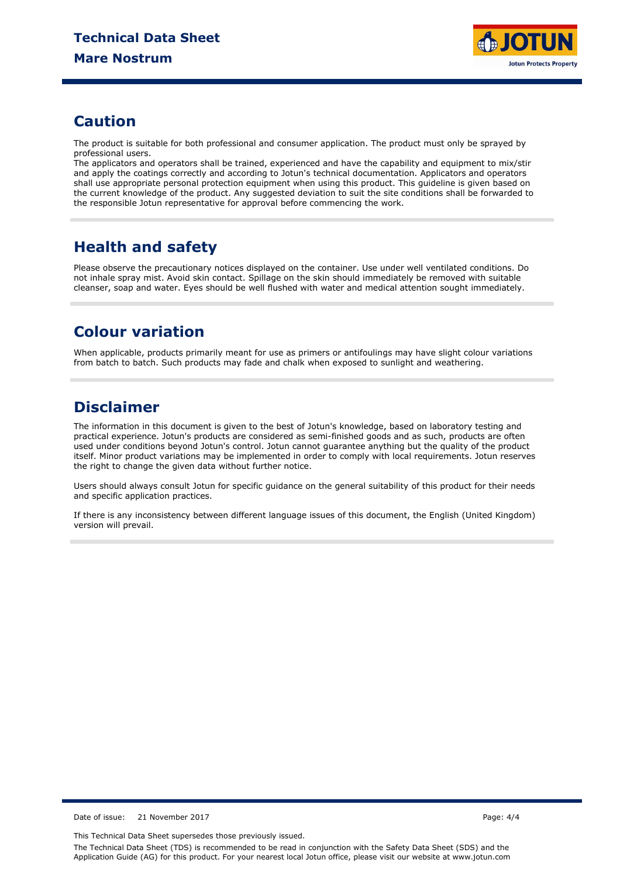## Caution

The product is suitable for both professional and consumer application. The product must only be sprayed by professional users.
The applicators and operators shall be trained, experienced and have the capability and equipment to mix/stir and apply the coatings correctly and according to Jotun's technical documentation. Applicators and operators shall use appropriate personal protection equipment when using this product. This guideline is given based on the current knowledge of the product. Any suggested deviation to suit the site conditions shall be forwarded to the responsible Jotun representative for approval before commencing the work.

## Health and safety

Please observe the precautionary notices displayed on the container. Use under well ventilated conditions. Do not inhale spray mist. Avoid skin contact. Spillage on the skin should immediately be removed with suitable cleanser, soap and water. Eyes should be well flushed with water and medical attention sought immediately.

## Colour variation

When applicable, products primarily meant for use as primers or antifoulings may have slight colour variations from batch to batch. Such products may fade and chalk when exposed to sunlight and weathering.

## Disclaimer

The information in this document is given to the best of Jotun's knowledge, based on laboratory testing and practical experience. Jotun's products are considered as semi-finished goods and as such, products are often used under conditions beyond Jotun's control. Jotun cannot guarantee anything but the quality of the product itself. Minor product variations may be implemented in order to comply with local requirements. Jotun reserves the right to change the given data without further notice.

Users should always consult Jotun for specific guidance on the general suitability of this product for their needs and specific application practices.

If there is any inconsistency between different language issues of this document, the English (United Kingdom) version will prevail.

Date of issue: 21 November 2017

This Technical Data Sheet supersedes those previously issued.

The Technical Data Sheet (TDS) is recommended to be read in conjunction with the Safety Data Sheet (SDS) and the Application Guide (AG) for this product. For your nearest local Jotun office, please visit our website at www.jotun.com